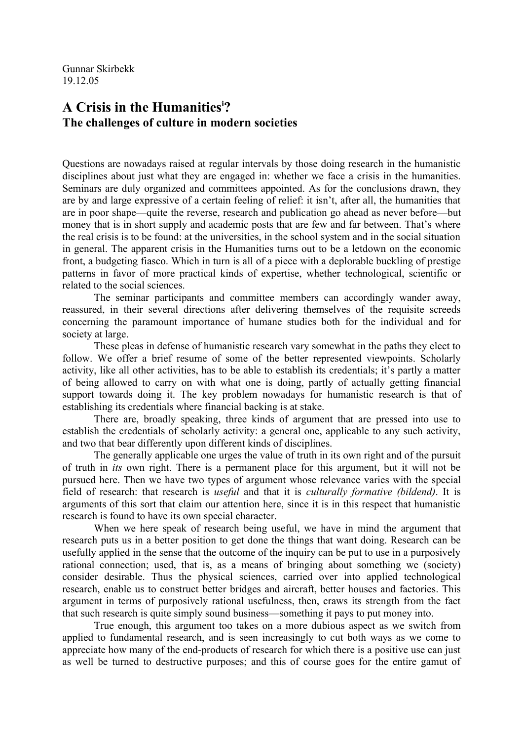Gunnar Skirbekk
19.12.05

# A Crisis in the Humanities[i]?

## The challenges of culture in modern societies

Questions are nowadays raised at regular intervals by those doing research in the humanistic disciplines about just what they are engaged in: whether we face a crisis in the humanities. Seminars are duly organized and committees appointed. As for the conclusions drawn, they are by and large expressive of a certain feeling of relief: it isn't, after all, the humanities that are in poor shape—quite the reverse, research and publication go ahead as never before—but money that is in short supply and academic posts that are few and far between. That's where the real crisis is to be found: at the universities, in the school system and in the social situation in general. The apparent crisis in the Humanities turns out to be a letdown on the economic front, a budgeting fiasco. Which in turn is all of a piece with a deplorable buckling of prestige patterns in favor of more practical kinds of expertise, whether technological, scientific or related to the social sciences.

The seminar participants and committee members can accordingly wander away, reassured, in their several directions after delivering themselves of the requisite screeds concerning the paramount importance of humane studies both for the individual and for society at large.

These pleas in defense of humanistic research vary somewhat in the paths they elect to follow. We offer a brief resume of some of the better represented viewpoints. Scholarly activity, like all other activities, has to be able to establish its credentials; it's partly a matter of being allowed to carry on with what one is doing, partly of actually getting financial support towards doing it. The key problem nowadays for humanistic research is that of establishing its credentials where financial backing is at stake.

There are, broadly speaking, three kinds of argument that are pressed into use to establish the credentials of scholarly activity: a general one, applicable to any such activity, and two that bear differently upon different kinds of disciplines.

The generally applicable one urges the value of truth in its own right and of the pursuit of truth in *its* own right. There is a permanent place for this argument, but it will not be pursued here. Then we have two types of argument whose relevance varies with the special field of research: that research is *useful* and that it is *culturally formative (bildend)*. It is arguments of this sort that claim our attention here, since it is in this respect that humanistic research is found to have its own special character.

When we here speak of research being useful, we have in mind the argument that research puts us in a better position to get done the things that want doing. Research can be usefully applied in the sense that the outcome of the inquiry can be put to use in a purposively rational connection; used, that is, as a means of bringing about something we (society) consider desirable. Thus the physical sciences, carried over into applied technological research, enable us to construct better bridges and aircraft, better houses and factories. This argument in terms of purposively rational usefulness, then, craws its strength from the fact that such research is quite simply sound business—something it pays to put money into.

True enough, this argument too takes on a more dubious aspect as we switch from applied to fundamental research, and is seen increasingly to cut both ways as we come to appreciate how many of the end-products of research for which there is a positive use can just as well be turned to destructive purposes; and this of course goes for the entire gamut of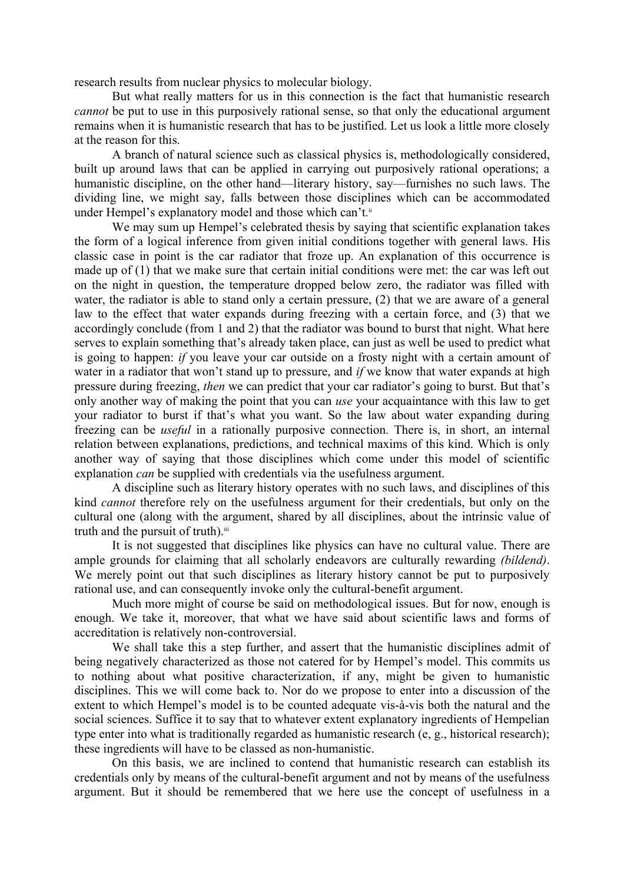research results from nuclear physics to molecular biology.

But what really matters for us in this connection is the fact that humanistic research *cannot* be put to use in this purposively rational sense, so that only the educational argument remains when it is humanistic research that has to be justified. Let us look a little more closely at the reason for this.

A branch of natural science such as classical physics is, methodologically considered, built up around laws that can be applied in carrying out purposively rational operations; a humanistic discipline, on the other hand—literary history, say—furnishes no such laws. The dividing line, we might say, falls between those disciplines which can be accommodated under Hempel's explanatory model and those which can't.[ii]

We may sum up Hempel's celebrated thesis by saying that scientific explanation takes the form of a logical inference from given initial conditions together with general laws. His classic case in point is the car radiator that froze up. An explanation of this occurrence is made up of (1) that we make sure that certain initial conditions were met: the car was left out on the night in question, the temperature dropped below zero, the radiator was filled with water, the radiator is able to stand only a certain pressure, (2) that we are aware of a general law to the effect that water expands during freezing with a certain force, and (3) that we accordingly conclude (from 1 and 2) that the radiator was bound to burst that night. What here serves to explain something that's already taken place, can just as well be used to predict what is going to happen: *if* you leave your car outside on a frosty night with a certain amount of water in a radiator that won't stand up to pressure, and *if* we know that water expands at high pressure during freezing, *then* we can predict that your car radiator's going to burst. But that's only another way of making the point that you can *use* your acquaintance with this law to get your radiator to burst if that's what you want. So the law about water expanding during freezing can be *useful* in a rationally purposive connection. There is, in short, an internal relation between explanations, predictions, and technical maxims of this kind. Which is only another way of saying that those disciplines which come under this model of scientific explanation *can* be supplied with credentials via the usefulness argument.

A discipline such as literary history operates with no such laws, and disciplines of this kind *cannot* therefore rely on the usefulness argument for their credentials, but only on the cultural one (along with the argument, shared by all disciplines, about the intrinsic value of truth and the pursuit of truth).[iii]

It is not suggested that disciplines like physics can have no cultural value. There are ample grounds for claiming that all scholarly endeavors are culturally rewarding *(bildend)*. We merely point out that such disciplines as literary history cannot be put to purposively rational use, and can consequently invoke only the cultural-benefit argument.

Much more might of course be said on methodological issues. But for now, enough is enough. We take it, moreover, that what we have said about scientific laws and forms of accreditation is relatively non-controversial.

We shall take this a step further, and assert that the humanistic disciplines admit of being negatively characterized as those not catered for by Hempel's model. This commits us to nothing about what positive characterization, if any, might be given to humanistic disciplines. This we will come back to. Nor do we propose to enter into a discussion of the extent to which Hempel's model is to be counted adequate vis-à-vis both the natural and the social sciences. Suffice it to say that to whatever extent explanatory ingredients of Hempelian type enter into what is traditionally regarded as humanistic research (e, g., historical research); these ingredients will have to be classed as non-humanistic.

On this basis, we are inclined to contend that humanistic research can establish its credentials only by means of the cultural-benefit argument and not by means of the usefulness argument. But it should be remembered that we here use the concept of usefulness in a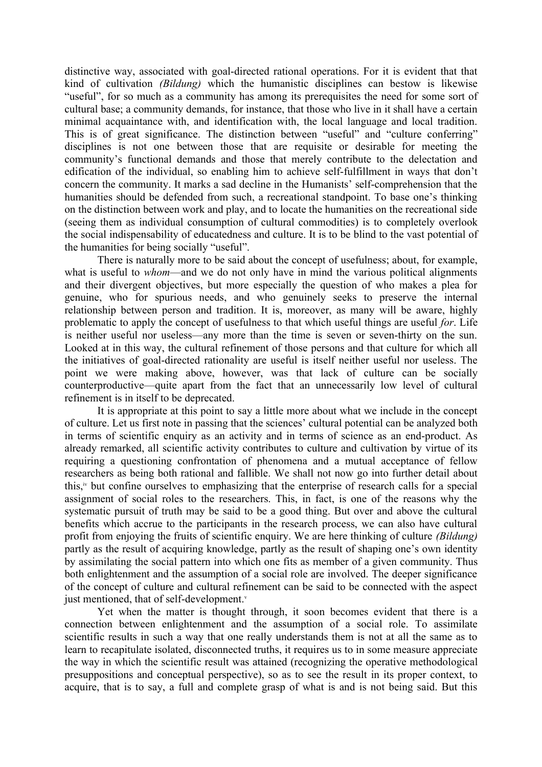distinctive way, associated with goal-directed rational operations. For it is evident that that kind of cultivation *(Bildung)* which the humanistic disciplines can bestow is likewise "useful", for so much as a community has among its prerequisites the need for some sort of cultural base; a community demands, for instance, that those who live in it shall have a certain minimal acquaintance with, and identification with, the local language and local tradition. This is of great significance. The distinction between "useful" and "culture conferring" disciplines is not one between those that are requisite or desirable for meeting the community's functional demands and those that merely contribute to the delectation and edification of the individual, so enabling him to achieve self-fulfillment in ways that don't concern the community. It marks a sad decline in the Humanists' self-comprehension that the humanities should be defended from such, a recreational standpoint. To base one's thinking on the distinction between work and play, and to locate the humanities on the recreational side (seeing them as individual consumption of cultural commodities) is to completely overlook the social indispensability of educatedness and culture. It is to be blind to the vast potential of the humanities for being socially "useful".

There is naturally more to be said about the concept of usefulness; about, for example, what is useful to *whom*—and we do not only have in mind the various political alignments and their divergent objectives, but more especially the question of who makes a plea for genuine, who for spurious needs, and who genuinely seeks to preserve the internal relationship between person and tradition. It is, moreover, as many will be aware, highly problematic to apply the concept of usefulness to that which useful things are useful *for*. Life is neither useful nor useless—any more than the time is seven or seven-thirty on the sun. Looked at in this way, the cultural refinement of those persons and that culture for which all the initiatives of goal-directed rationality are useful is itself neither useful nor useless. The point we were making above, however, was that lack of culture can be socially counterproductive—quite apart from the fact that an unnecessarily low level of cultural refinement is in itself to be deprecated.

It is appropriate at this point to say a little more about what we include in the concept of culture. Let us first note in passing that the sciences' cultural potential can be analyzed both in terms of scientific enquiry as an activity and in terms of science as an end-product. As already remarked, all scientific activity contributes to culture and cultivation by virtue of its requiring a questioning confrontation of phenomena and a mutual acceptance of fellow researchers as being both rational and fallible. We shall not now go into further detail about this,[iv] but confine ourselves to emphasizing that the enterprise of research calls for a special assignment of social roles to the researchers. This, in fact, is one of the reasons why the systematic pursuit of truth may be said to be a good thing. But over and above the cultural benefits which accrue to the participants in the research process, we can also have cultural profit from enjoying the fruits of scientific enquiry. We are here thinking of culture *(Bildung)* partly as the result of acquiring knowledge, partly as the result of shaping one's own identity by assimilating the social pattern into which one fits as member of a given community. Thus both enlightenment and the assumption of a social role are involved. The deeper significance of the concept of culture and cultural refinement can be said to be connected with the aspect just mentioned, that of self-development.[v]

Yet when the matter is thought through, it soon becomes evident that there is a connection between enlightenment and the assumption of a social role. To assimilate scientific results in such a way that one really understands them is not at all the same as to learn to recapitulate isolated, disconnected truths, it requires us to in some measure appreciate the way in which the scientific result was attained (recognizing the operative methodological presuppositions and conceptual perspective), so as to see the result in its proper context, to acquire, that is to say, a full and complete grasp of what is and is not being said. But this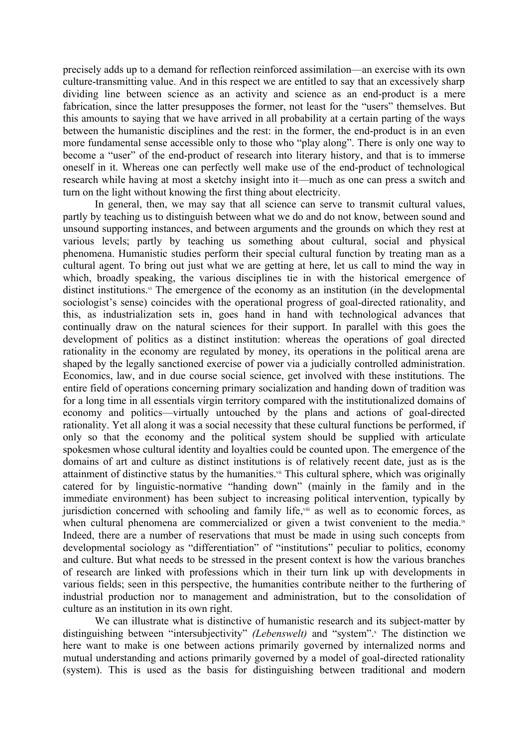precisely adds up to a demand for reflection reinforced assimilation—an exercise with its own culture-transmitting value. And in this respect we are entitled to say that an excessively sharp dividing line between science as an activity and science as an end-product is a mere fabrication, since the latter presupposes the former, not least for the "users" themselves. But this amounts to saying that we have arrived in all probability at a certain parting of the ways between the humanistic disciplines and the rest: in the former, the end-product is in an even more fundamental sense accessible only to those who "play along". There is only one way to become a "user" of the end-product of research into literary history, and that is to immerse oneself in it. Whereas one can perfectly well make use of the end-product of technological research while having at most a sketchy insight into it—much as one can press a switch and turn on the light without knowing the first thing about electricity.

In general, then, we may say that all science can serve to transmit cultural values, partly by teaching us to distinguish between what we do and do not know, between sound and unsound supporting instances, and between arguments and the grounds on which they rest at various levels; partly by teaching us something about cultural, social and physical phenomena. Humanistic studies perform their special cultural function by treating man as a cultural agent. To bring out just what we are getting at here, let us call to mind the way in which, broadly speaking, the various disciplines tie in with the historical emergence of distinct institutions.[vi] The emergence of the economy as an institution (in the developmental sociologist's sense) coincides with the operational progress of goal-directed rationality, and this, as industrialization sets in, goes hand in hand with technological advances that continually draw on the natural sciences for their support. In parallel with this goes the development of politics as a distinct institution: whereas the operations of goal directed rationality in the economy are regulated by money, its operations in the political arena are shaped by the legally sanctioned exercise of power via a judicially controlled administration. Economics, law, and in due course social science, get involved with these institutions. The entire field of operations concerning primary socialization and handing down of tradition was for a long time in all essentials virgin territory compared with the institutionalized domains of economy and politics—virtually untouched by the plans and actions of goal-directed rationality. Yet all along it was a social necessity that these cultural functions be performed, if only so that the economy and the political system should be supplied with articulate spokesmen whose cultural identity and loyalties could be counted upon. The emergence of the domains of art and culture as distinct institutions is of relatively recent date, just as is the attainment of distinctive status by the humanities.[vii] This cultural sphere, which was originally catered for by linguistic-normative "handing down" (mainly in the family and in the immediate environment) has been subject to increasing political intervention, typically by jurisdiction concerned with schooling and family life,[viii] as well as to economic forces, as when cultural phenomena are commercialized or given a twist convenient to the media.[ix] Indeed, there are a number of reservations that must be made in using such concepts from developmental sociology as "differentiation" of "institutions" peculiar to politics, economy and culture. But what needs to be stressed in the present context is how the various branches of research are linked with professions which in their turn link up with developments in various fields; seen in this perspective, the humanities contribute neither to the furthering of industrial production nor to management and administration, but to the consolidation of culture as an institution in its own right.

We can illustrate what is distinctive of humanistic research and its subject-matter by distinguishing between "intersubjectivity" *(Lebenswelt)* and "system".[x] The distinction we here want to make is one between actions primarily governed by internalized norms and mutual understanding and actions primarily governed by a model of goal-directed rationality (system). This is used as the basis for distinguishing between traditional and modern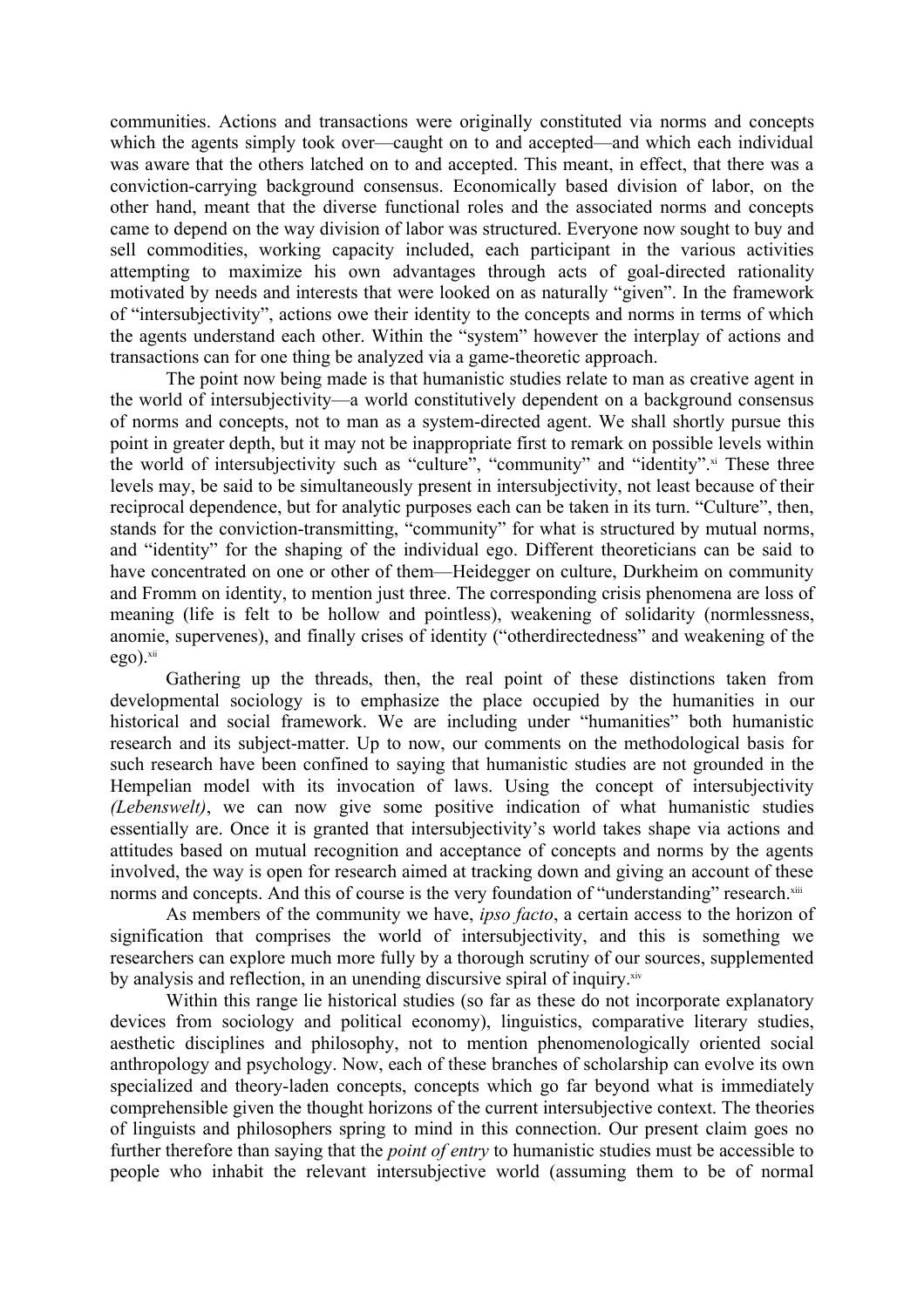communities. Actions and transactions were originally constituted via norms and concepts which the agents simply took over—caught on to and accepted—and which each individual was aware that the others latched on to and accepted. This meant, in effect, that there was a conviction-carrying background consensus. Economically based division of labor, on the other hand, meant that the diverse functional roles and the associated norms and concepts came to depend on the way division of labor was structured. Everyone now sought to buy and sell commodities, working capacity included, each participant in the various activities attempting to maximize his own advantages through acts of goal-directed rationality motivated by needs and interests that were looked on as naturally "given". In the framework of "intersubjectivity", actions owe their identity to the concepts and norms in terms of which the agents understand each other. Within the "system" however the interplay of actions and transactions can for one thing be analyzed via a game-theoretic approach.

The point now being made is that humanistic studies relate to man as creative agent in the world of intersubjectivity—a world constitutively dependent on a background consensus of norms and concepts, not to man as a system-directed agent. We shall shortly pursue this point in greater depth, but it may not be inappropriate first to remark on possible levels within the world of intersubjectivity such as "culture", "community" and "identity".[xi] These three levels may, be said to be simultaneously present in intersubjectivity, not least because of their reciprocal dependence, but for analytic purposes each can be taken in its turn. "Culture", then, stands for the conviction-transmitting, "community" for what is structured by mutual norms, and "identity" for the shaping of the individual ego. Different theoreticians can be said to have concentrated on one or other of them—Heidegger on culture, Durkheim on community and Fromm on identity, to mention just three. The corresponding crisis phenomena are loss of meaning (life is felt to be hollow and pointless), weakening of solidarity (normlessness, anomie, supervenes), and finally crises of identity ("otherdirectedness" and weakening of the ego).[xii]

Gathering up the threads, then, the real point of these distinctions taken from developmental sociology is to emphasize the place occupied by the humanities in our historical and social framework. We are including under "humanities" both humanistic research and its subject-matter. Up to now, our comments on the methodological basis for such research have been confined to saying that humanistic studies are not grounded in the Hempelian model with its invocation of laws. Using the concept of intersubjectivity *(Lebenswelt)*, we can now give some positive indication of what humanistic studies essentially are. Once it is granted that intersubjectivity's world takes shape via actions and attitudes based on mutual recognition and acceptance of concepts and norms by the agents involved, the way is open for research aimed at tracking down and giving an account of these norms and concepts. And this of course is the very foundation of "understanding" research.[xiii]

As members of the community we have, *ipso facto*, a certain access to the horizon of signification that comprises the world of intersubjectivity, and this is something we researchers can explore much more fully by a thorough scrutiny of our sources, supplemented by analysis and reflection, in an unending discursive spiral of inquiry.[xiv]

Within this range lie historical studies (so far as these do not incorporate explanatory devices from sociology and political economy), linguistics, comparative literary studies, aesthetic disciplines and philosophy, not to mention phenomenologically oriented social anthropology and psychology. Now, each of these branches of scholarship can evolve its own specialized and theory-laden concepts, concepts which go far beyond what is immediately comprehensible given the thought horizons of the current intersubjective context. The theories of linguists and philosophers spring to mind in this connection. Our present claim goes no further therefore than saying that the *point of entry* to humanistic studies must be accessible to people who inhabit the relevant intersubjective world (assuming them to be of normal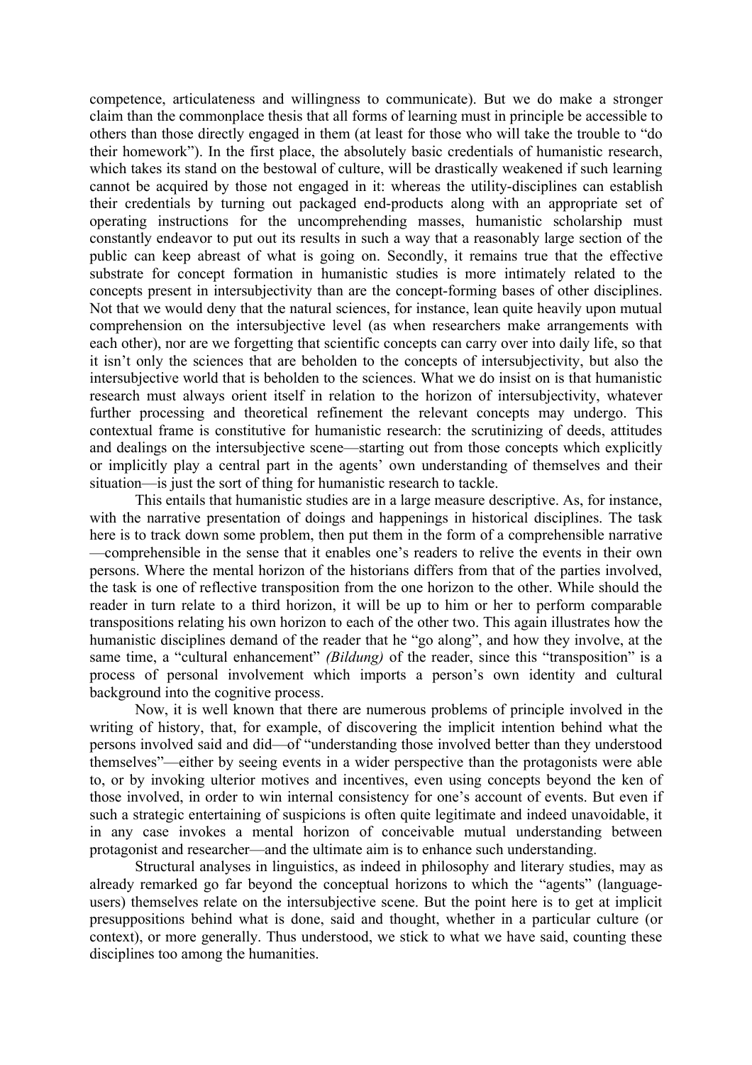competence, articulateness and willingness to communicate). But we do make a stronger claim than the commonplace thesis that all forms of learning must in principle be accessible to others than those directly engaged in them (at least for those who will take the trouble to "do their homework"). In the first place, the absolutely basic credentials of humanistic research, which takes its stand on the bestowal of culture, will be drastically weakened if such learning cannot be acquired by those not engaged in it: whereas the utility-disciplines can establish their credentials by turning out packaged end-products along with an appropriate set of operating instructions for the uncomprehending masses, humanistic scholarship must constantly endeavor to put out its results in such a way that a reasonably large section of the public can keep abreast of what is going on. Secondly, it remains true that the effective substrate for concept formation in humanistic studies is more intimately related to the concepts present in intersubjectivity than are the concept-forming bases of other disciplines. Not that we would deny that the natural sciences, for instance, lean quite heavily upon mutual comprehension on the intersubjective level (as when researchers make arrangements with each other), nor are we forgetting that scientific concepts can carry over into daily life, so that it isn't only the sciences that are beholden to the concepts of intersubjectivity, but also the intersubjective world that is beholden to the sciences. What we do insist on is that humanistic research must always orient itself in relation to the horizon of intersubjectivity, whatever further processing and theoretical refinement the relevant concepts may undergo. This contextual frame is constitutive for humanistic research: the scrutinizing of deeds, attitudes and dealings on the intersubjective scene—starting out from those concepts which explicitly or implicitly play a central part in the agents' own understanding of themselves and their situation—is just the sort of thing for humanistic research to tackle.

This entails that humanistic studies are in a large measure descriptive. As, for instance, with the narrative presentation of doings and happenings in historical disciplines. The task here is to track down some problem, then put them in the form of a comprehensible narrative—comprehensible in the sense that it enables one's readers to relive the events in their own persons. Where the mental horizon of the historians differs from that of the parties involved, the task is one of reflective transposition from the one horizon to the other. While should the reader in turn relate to a third horizon, it will be up to him or her to perform comparable transpositions relating his own horizon to each of the other two. This again illustrates how the humanistic disciplines demand of the reader that he "go along", and how they involve, at the same time, a "cultural enhancement" *(Bildung)* of the reader, since this "transposition" is a process of personal involvement which imports a person's own identity and cultural background into the cognitive process.

Now, it is well known that there are numerous problems of principle involved in the writing of history, that, for example, of discovering the implicit intention behind what the persons involved said and did—of "understanding those involved better than they understood themselves"—either by seeing events in a wider perspective than the protagonists were able to, or by invoking ulterior motives and incentives, even using concepts beyond the ken of those involved, in order to win internal consistency for one's account of events. But even if such a strategic entertaining of suspicions is often quite legitimate and indeed unavoidable, it in any case invokes a mental horizon of conceivable mutual understanding between protagonist and researcher—and the ultimate aim is to enhance such understanding.

Structural analyses in linguistics, as indeed in philosophy and literary studies, may as already remarked go far beyond the conceptual horizons to which the "agents" (language-users) themselves relate on the intersubjective scene. But the point here is to get at implicit presuppositions behind what is done, said and thought, whether in a particular culture (or context), or more generally. Thus understood, we stick to what we have said, counting these disciplines too among the humanities.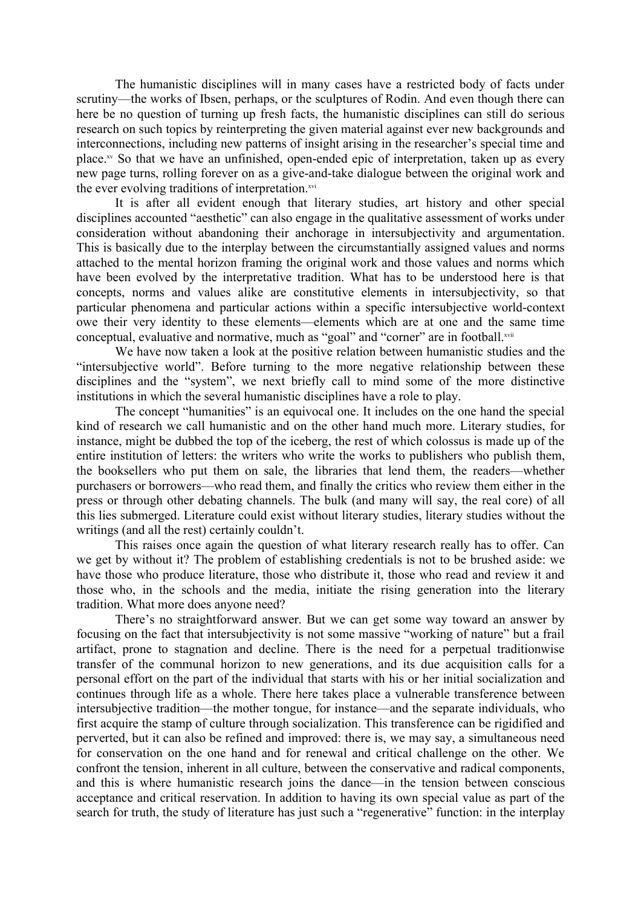The humanistic disciplines will in many cases have a restricted body of facts under scrutiny—the works of Ibsen, perhaps, or the sculptures of Rodin. And even though there can here be no question of turning up fresh facts, the humanistic disciplines can still do serious research on such topics by reinterpreting the given material against ever new backgrounds and interconnections, including new patterns of insight arising in the researcher's special time and place.[xv] So that we have an unfinished, open-ended epic of interpretation, taken up as every new page turns, rolling forever on as a give-and-take dialogue between the original work and the ever evolving traditions of interpretation.[xvi]

It is after all evident enough that literary studies, art history and other special disciplines accounted "aesthetic" can also engage in the qualitative assessment of works under consideration without abandoning their anchorage in intersubjectivity and argumentation. This is basically due to the interplay between the circumstantially assigned values and norms attached to the mental horizon framing the original work and those values and norms which have been evolved by the interpretative tradition. What has to be understood here is that concepts, norms and values alike are constitutive elements in intersubjectivity, so that particular phenomena and particular actions within a specific intersubjective world-context owe their very identity to these elements—elements which are at one and the same time conceptual, evaluative and normative, much as "goal" and "corner" are in football.[xvii]

We have now taken a look at the positive relation between humanistic studies and the "intersubjective world". Before turning to the more negative relationship between these disciplines and the "system", we next briefly call to mind some of the more distinctive institutions in which the several humanistic disciplines have a role to play.

The concept "humanities" is an equivocal one. It includes on the one hand the special kind of research we call humanistic and on the other hand much more. Literary studies, for instance, might be dubbed the top of the iceberg, the rest of which colossus is made up of the entire institution of letters: the writers who write the works to publishers who publish them, the booksellers who put them on sale, the libraries that lend them, the readers—whether purchasers or borrowers—who read them, and finally the critics who review them either in the press or through other debating channels. The bulk (and many will say, the real core) of all this lies submerged. Literature could exist without literary studies, literary studies without the writings (and all the rest) certainly couldn't.

This raises once again the question of what literary research really has to offer. Can we get by without it? The problem of establishing credentials is not to be brushed aside: we have those who produce literature, those who distribute it, those who read and review it and those who, in the schools and the media, initiate the rising generation into the literary tradition. What more does anyone need?

There's no straightforward answer. But we can get some way toward an answer by focusing on the fact that intersubjectivity is not some massive "working of nature" but a frail artifact, prone to stagnation and decline. There is the need for a perpetual traditionwise transfer of the communal horizon to new generations, and its due acquisition calls for a personal effort on the part of the individual that starts with his or her initial socialization and continues through life as a whole. There here takes place a vulnerable transference between intersubjective tradition—the mother tongue, for instance—and the separate individuals, who first acquire the stamp of culture through socialization. This transference can be rigidified and perverted, but it can also be refined and improved: there is, we may say, a simultaneous need for conservation on the one hand and for renewal and critical challenge on the other. We confront the tension, inherent in all culture, between the conservative and radical components, and this is where humanistic research joins the dance—in the tension between conscious acceptance and critical reservation. In addition to having its own special value as part of the search for truth, the study of literature has just such a "regenerative" function: in the interplay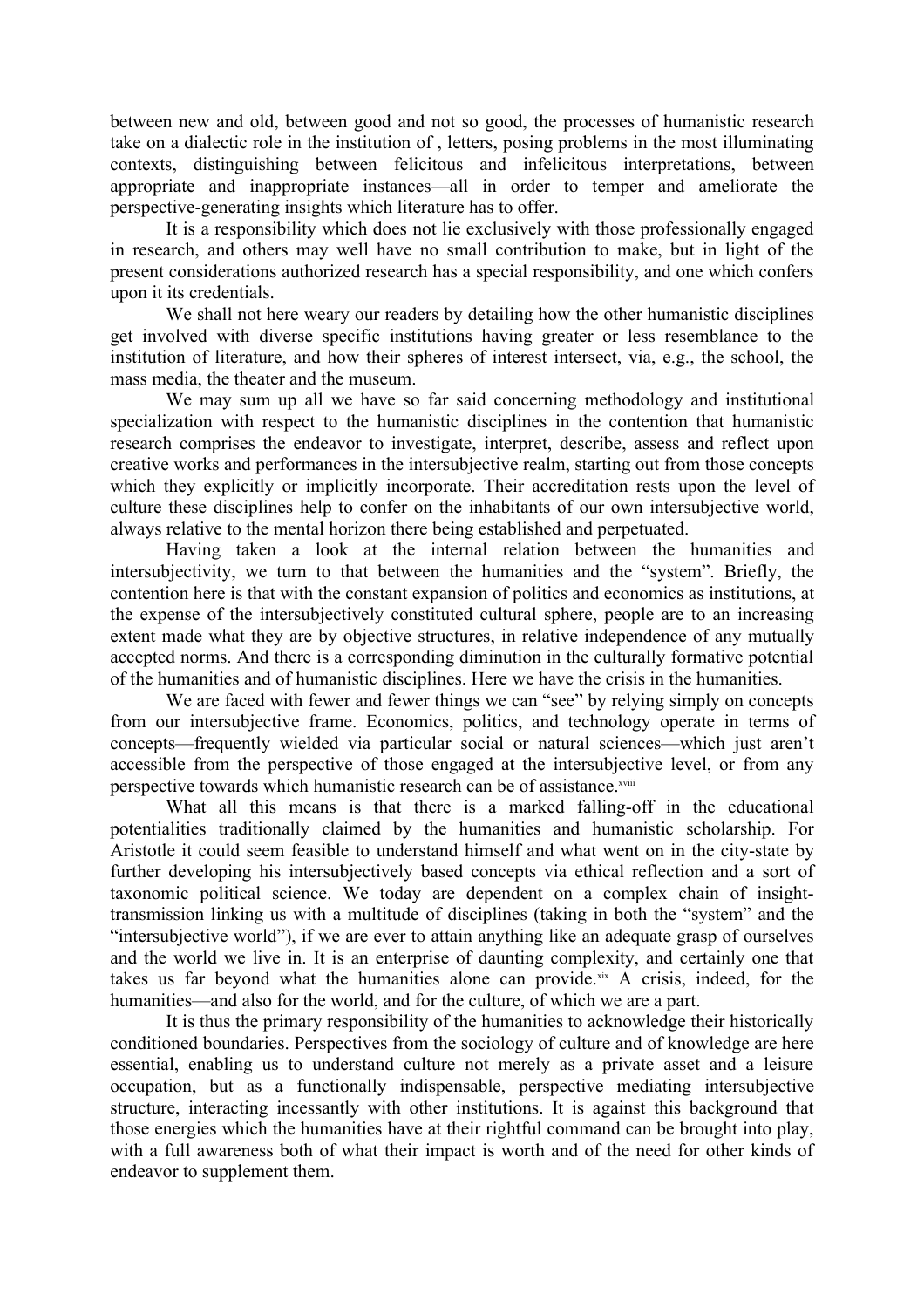between new and old, between good and not so good, the processes of humanistic research take on a dialectic role in the institution of , letters, posing problems in the most illuminating contexts, distinguishing between felicitous and infelicitous interpretations, between appropriate and inappropriate instances—all in order to temper and ameliorate the perspective-generating insights which literature has to offer.

It is a responsibility which does not lie exclusively with those professionally engaged in research, and others may well have no small contribution to make, but in light of the present considerations authorized research has a special responsibility, and one which confers upon it its credentials.

We shall not here weary our readers by detailing how the other humanistic disciplines get involved with diverse specific institutions having greater or less resemblance to the institution of literature, and how their spheres of interest intersect, via, e.g., the school, the mass media, the theater and the museum.

We may sum up all we have so far said concerning methodology and institutional specialization with respect to the humanistic disciplines in the contention that humanistic research comprises the endeavor to investigate, interpret, describe, assess and reflect upon creative works and performances in the intersubjective realm, starting out from those concepts which they explicitly or implicitly incorporate. Their accreditation rests upon the level of culture these disciplines help to confer on the inhabitants of our own intersubjective world, always relative to the mental horizon there being established and perpetuated.

Having taken a look at the internal relation between the humanities and intersubjectivity, we turn to that between the humanities and the "system". Briefly, the contention here is that with the constant expansion of politics and economics as institutions, at the expense of the intersubjectively constituted cultural sphere, people are to an increasing extent made what they are by objective structures, in relative independence of any mutually accepted norms. And there is a corresponding diminution in the culturally formative potential of the humanities and of humanistic disciplines. Here we have the crisis in the humanities.

We are faced with fewer and fewer things we can "see" by relying simply on concepts from our intersubjective frame. Economics, politics, and technology operate in terms of concepts—frequently wielded via particular social or natural sciences—which just aren't accessible from the perspective of those engaged at the intersubjective level, or from any perspective towards which humanistic research can be of assistance.[xviii]

What all this means is that there is a marked falling-off in the educational potentialities traditionally claimed by the humanities and humanistic scholarship. For Aristotle it could seem feasible to understand himself and what went on in the city-state by further developing his intersubjectively based concepts via ethical reflection and a sort of taxonomic political science. We today are dependent on a complex chain of insight-transmission linking us with a multitude of disciplines (taking in both the "system" and the "intersubjective world"), if we are ever to attain anything like an adequate grasp of ourselves and the world we live in. It is an enterprise of daunting complexity, and certainly one that takes us far beyond what the humanities alone can provide.[xix] A crisis, indeed, for the humanities—and also for the world, and for the culture, of which we are a part.

It is thus the primary responsibility of the humanities to acknowledge their historically conditioned boundaries. Perspectives from the sociology of culture and of knowledge are here essential, enabling us to understand culture not merely as a private asset and a leisure occupation, but as a functionally indispensable, perspective mediating intersubjective structure, interacting incessantly with other institutions. It is against this background that those energies which the humanities have at their rightful command can be brought into play, with a full awareness both of what their impact is worth and of the need for other kinds of endeavor to supplement them.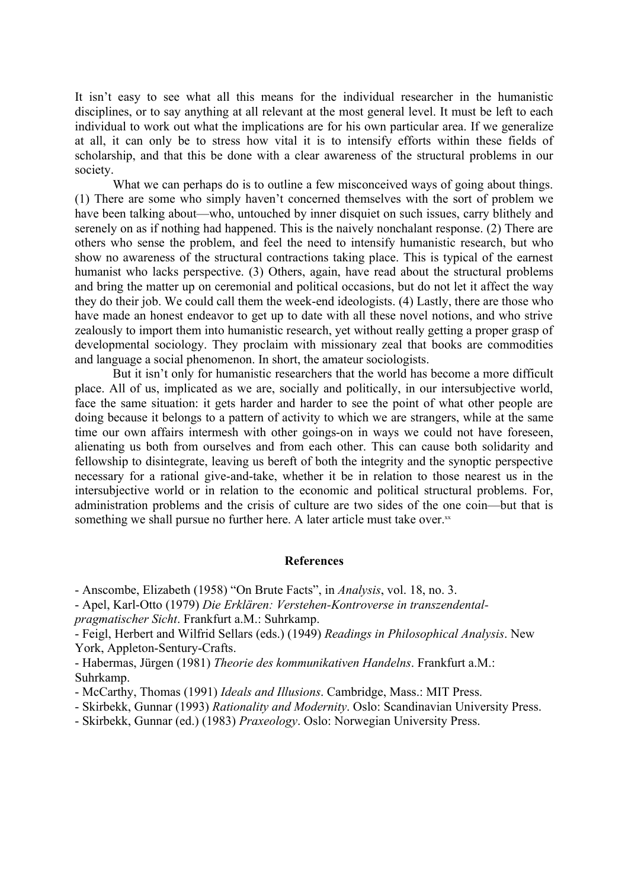It isn't easy to see what all this means for the individual researcher in the humanistic disciplines, or to say anything at all relevant at the most general level. It must be left to each individual to work out what the implications are for his own particular area. If we generalize at all, it can only be to stress how vital it is to intensify efforts within these fields of scholarship, and that this be done with a clear awareness of the structural problems in our society.

What we can perhaps do is to outline a few misconceived ways of going about things. (1) There are some who simply haven't concerned themselves with the sort of problem we have been talking about—who, untouched by inner disquiet on such issues, carry blithely and serenely on as if nothing had happened. This is the naively nonchalant response. (2) There are others who sense the problem, and feel the need to intensify humanistic research, but who show no awareness of the structural contractions taking place. This is typical of the earnest humanist who lacks perspective. (3) Others, again, have read about the structural problems and bring the matter up on ceremonial and political occasions, but do not let it affect the way they do their job. We could call them the week-end ideologists. (4) Lastly, there are those who have made an honest endeavor to get up to date with all these novel notions, and who strive zealously to import them into humanistic research, yet without really getting a proper grasp of developmental sociology. They proclaim with missionary zeal that books are commodities and language a social phenomenon. In short, the amateur sociologists.

But it isn't only for humanistic researchers that the world has become a more difficult place. All of us, implicated as we are, socially and politically, in our intersubjective world, face the same situation: it gets harder and harder to see the point of what other people are doing because it belongs to a pattern of activity to which we are strangers, while at the same time our own affairs intermesh with other goings-on in ways we could not have foreseen, alienating us both from ourselves and from each other. This can cause both solidarity and fellowship to disintegrate, leaving us bereft of both the integrity and the synoptic perspective necessary for a rational give-and-take, whether it be in relation to those nearest us in the intersubjective world or in relation to the economic and political structural problems. For, administration problems and the crisis of culture are two sides of the one coin—but that is something we shall pursue no further here. A later article must take over.[xx]

### References

- Anscombe, Elizabeth (1958) "On Brute Facts", in *Analysis*, vol. 18, no. 3.
- Apel, Karl-Otto (1979) *Die Erklären: Verstehen-Kontroverse in transzendental-pragmatischer Sicht*. Frankfurt a.M.: Suhrkamp.
- Feigl, Herbert and Wilfrid Sellars (eds.) (1949) *Readings in Philosophical Analysis*. New York, Appleton-Sentury-Crafts.
- Habermas, Jürgen (1981) *Theorie des kommunikativen Handelns*. Frankfurt a.M.: Suhrkamp.
- McCarthy, Thomas (1991) *Ideals and Illusions*. Cambridge, Mass.: MIT Press.
- Skirbekk, Gunnar (1993) *Rationality and Modernity*. Oslo: Scandinavian University Press.
- Skirbekk, Gunnar (ed.) (1983) *Praxeology*. Oslo: Norwegian University Press.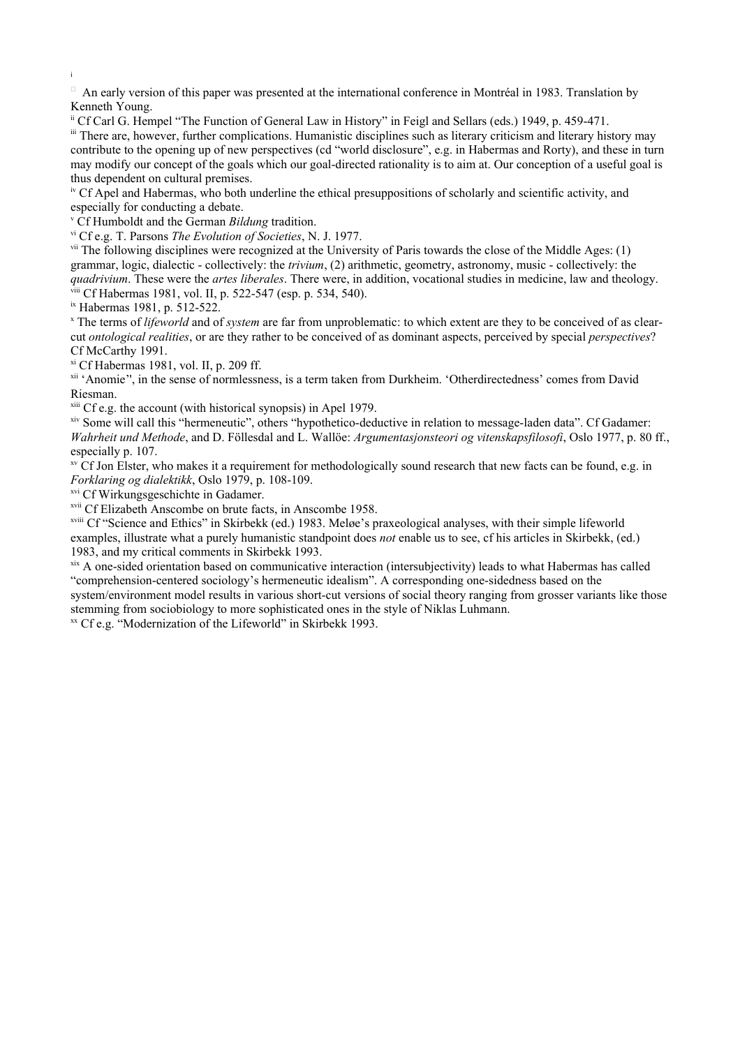[i]

An early version of this paper was presented at the international conference in Montréal in 1983. Translation by Kenneth Young.

[ii] Cf Carl G. Hempel "The Function of General Law in History" in Feigl and Sellars (eds.) 1949, p. 459-471.

[iii] There are, however, further complications. Humanistic disciplines such as literary criticism and literary history may contribute to the opening up of new perspectives (cd "world disclosure", e.g. in Habermas and Rorty), and these in turn may modify our concept of the goals which our goal-directed rationality is to aim at. Our conception of a useful goal is thus dependent on cultural premises.

[iv] Cf Apel and Habermas, who both underline the ethical presuppositions of scholarly and scientific activity, and especially for conducting a debate.

[v] Cf Humboldt and the German *Bildung* tradition.

[vi] Cf e.g. T. Parsons *The Evolution of Societies*, N. J. 1977.

[vii] The following disciplines were recognized at the University of Paris towards the close of the Middle Ages: (1) grammar, logic, dialectic - collectively: the *trivium*, (2) arithmetic, geometry, astronomy, music - collectively: the *quadrivium*. These were the *artes liberales*. There were, in addition, vocational studies in medicine, law and theology.

[viii] Cf Habermas 1981, vol. II, p. 522-547 (esp. p. 534, 540).

[ix] Habermas 1981, p. 512-522.

[x] The terms of *lifeworld* and of *system* are far from unproblematic: to which extent are they to be conceived of as clear-cut *ontological realities*, or are they rather to be conceived of as dominant aspects, perceived by special *perspectives*? Cf McCarthy 1991.

[xi] Cf Habermas 1981, vol. II, p. 209 ff.

[xii] 'Anomie", in the sense of normlessness, is a term taken from Durkheim. 'Otherdirectedness' comes from David Riesman.

[xiii] Cf e.g. the account (with historical synopsis) in Apel 1979.

[xiv] Some will call this "hermeneutic", others "hypothetico-deductive in relation to message-laden data". Cf Gadamer: *Wahrheit und Methode*, and D. Föllesdal and L. Wallöe: *Argumentasjonsteori og vitenskapsfilosofi*, Oslo 1977, p. 80 ff., especially p. 107.

[xv] Cf Jon Elster, who makes it a requirement for methodologically sound research that new facts can be found, e.g. in *Forklaring og dialektikk*, Oslo 1979, p. 108-109.

[xvi] Cf Wirkungsgeschichte in Gadamer.

[xvii] Cf Elizabeth Anscombe on brute facts, in Anscombe 1958.

[xviii] Cf "Science and Ethics" in Skirbekk (ed.) 1983. Meløe's praxeological analyses, with their simple lifeworld examples, illustrate what a purely humanistic standpoint does *not* enable us to see, cf his articles in Skirbekk, (ed.) 1983, and my critical comments in Skirbekk 1993.

[xix] A one-sided orientation based on communicative interaction (intersubjectivity) leads to what Habermas has called "comprehension-centered sociology's hermeneutic idealism". A corresponding one-sidedness based on the system/environment model results in various short-cut versions of social theory ranging from grosser variants like those stemming from sociobiology to more sophisticated ones in the style of Niklas Luhmann.

[xx] Cf e.g. "Modernization of the Lifeworld" in Skirbekk 1993.